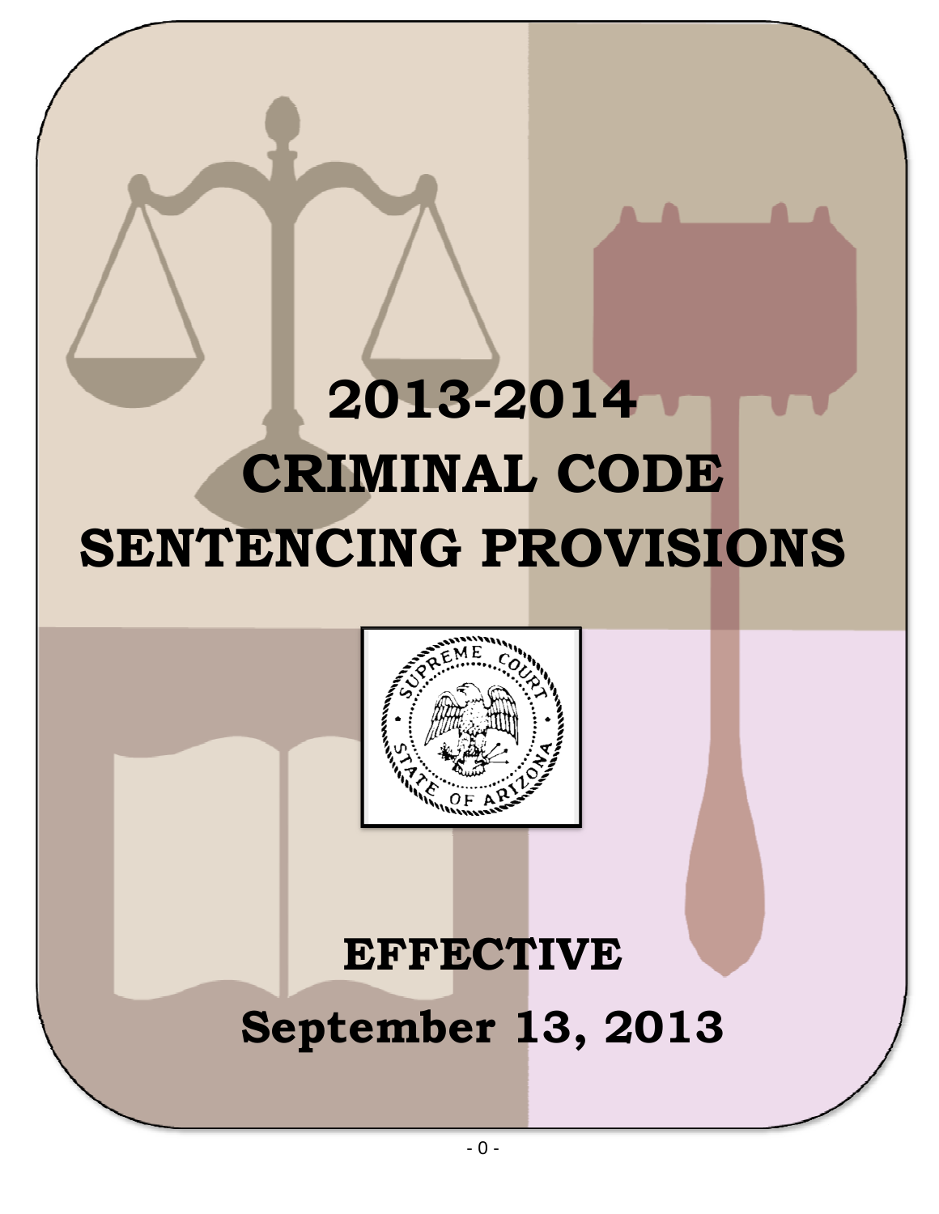# 2013-2014 CRIMINAL CODE SENTENCING PROVISIONS

SUPREME COURT STATE OF ARIZONA

## EFFECTIVE

## September 13, 2013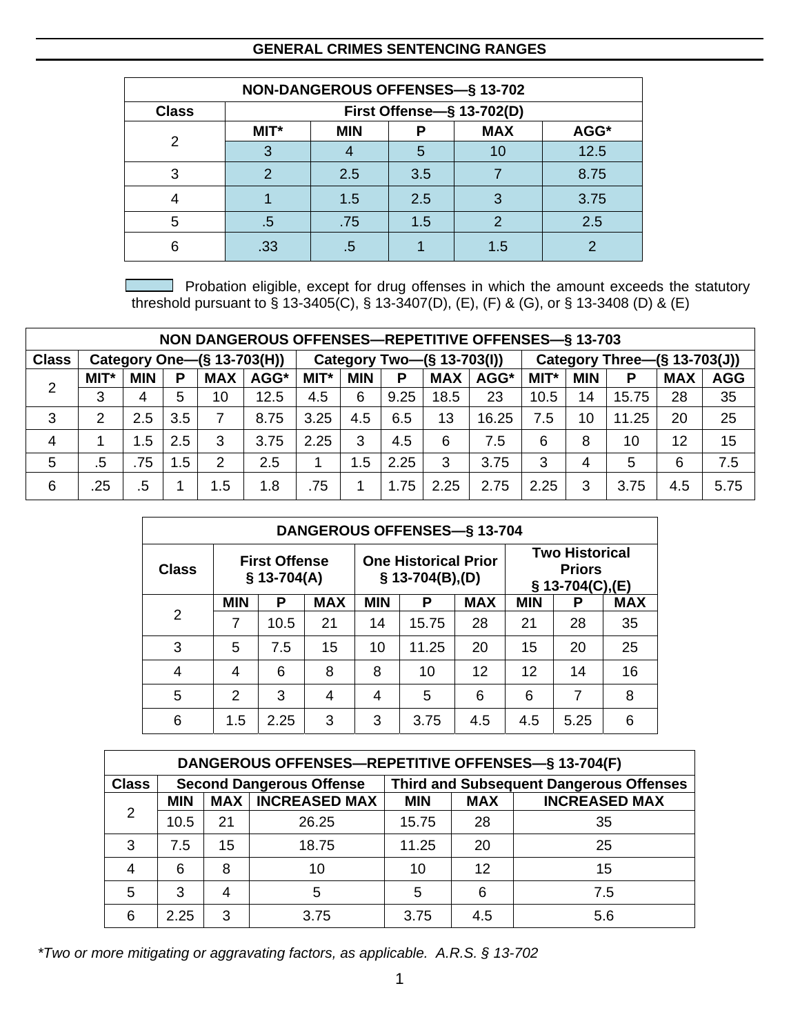## GENERAL CRIMES SENTENCING RANGES

| NON-DANGEROUS OFFENSES—§ 13-702 | | | | | |
|---|---|---|---|---|---|
| Class | First Offense—§ 13-702(D) | | | | |
| | MIT* | MIN | P | MAX | AGG* |
| 2 | 3 | 4 | 5 | 10 | 12.5 |
| 3 | 2 | 2.5 | 3.5 | 7 | 8.75 |
| 4 | 1 | 1.5 | 2.5 | 3 | 3.75 |
| 5 | .5 | .75 | 1.5 | 2 | 2.5 |
| 6 | .33 | .5 | 1 | 1.5 | 2 |

Probation eligible, except for drug offenses in which the amount exceeds the statutory threshold pursuant to § 13-3405(C), § 13-3407(D), (E), (F) & (G), or § 13-3408 (D) & (E)

| NON DANGEROUS OFFENSES—REPETITIVE OFFENSES—§ 13-703 | | | | | | | | | | | | | | | |
|---|---|---|---|---|---|---|---|---|---|---|---|---|---|---|---|
| Class | Category One—(§ 13-703(H)) | | | | | Category Two—(§ 13-703(I)) | | | | | Category Three—(§ 13-703(J)) | | | | |
| | MIT* | MIN | P | MAX | AGG* | MIT* | MIN | P | MAX | AGG* | MIT* | MIN | P | MAX | AGG |
| 2 | 3 | 4 | 5 | 10 | 12.5 | 4.5 | 6 | 9.25 | 18.5 | 23 | 10.5 | 14 | 15.75 | 28 | 35 |
| 3 | 2 | 2.5 | 3.5 | 7 | 8.75 | 3.25 | 4.5 | 6.5 | 13 | 16.25 | 7.5 | 10 | 11.25 | 20 | 25 |
| 4 | 1 | 1.5 | 2.5 | 3 | 3.75 | 2.25 | 3 | 4.5 | 6 | 7.5 | 6 | 8 | 10 | 12 | 15 |
| 5 | .5 | .75 | 1.5 | 2 | 2.5 | 1 | 1.5 | 2.25 | 3 | 3.75 | 3 | 4 | 5 | 6 | 7.5 |
| 6 | .25 | .5 | 1 | 1.5 | 1.8 | .75 | 1 | 1.75 | 2.25 | 2.75 | 2.25 | 3 | 3.75 | 4.5 | 5.75 |

| DANGEROUS OFFENSES—§ 13-704 | | | | | | | | | |
|---|---|---|---|---|---|---|---|---|---|
| Class | First Offense § 13-704(A) | | | One Historical Prior § 13-704(B),(D) | | | Two Historical Priors § 13-704(C),(E) | | |
| | MIN | P | MAX | MIN | P | MAX | MIN | P | MAX |
| 2 | 7 | 10.5 | 21 | 14 | 15.75 | 28 | 21 | 28 | 35 |
| 3 | 5 | 7.5 | 15 | 10 | 11.25 | 20 | 15 | 20 | 25 |
| 4 | 4 | 6 | 8 | 8 | 10 | 12 | 12 | 14 | 16 |
| 5 | 2 | 3 | 4 | 4 | 5 | 6 | 6 | 7 | 8 |
| 6 | 1.5 | 2.25 | 3 | 3 | 3.75 | 4.5 | 4.5 | 5.25 | 6 |

| DANGEROUS OFFENSES—REPETITIVE OFFENSES—§ 13-704(F) | | | | | | |
|---|---|---|---|---|---|---|
| Class | Second Dangerous Offense | | | Third and Subsequent Dangerous Offenses | | |
| | MIN | MAX | INCREASED MAX | MIN | MAX | INCREASED MAX |
| 2 | 10.5 | 21 | 26.25 | 15.75 | 28 | 35 |
| 3 | 7.5 | 15 | 18.75 | 11.25 | 20 | 25 |
| 4 | 6 | 8 | 10 | 10 | 12 | 15 |
| 5 | 3 | 4 | 5 | 5 | 6 | 7.5 |
| 6 | 2.25 | 3 | 3.75 | 3.75 | 4.5 | 5.6 |

*\*Two or more mitigating or aggravating factors, as applicable. A.R.S. § 13-702*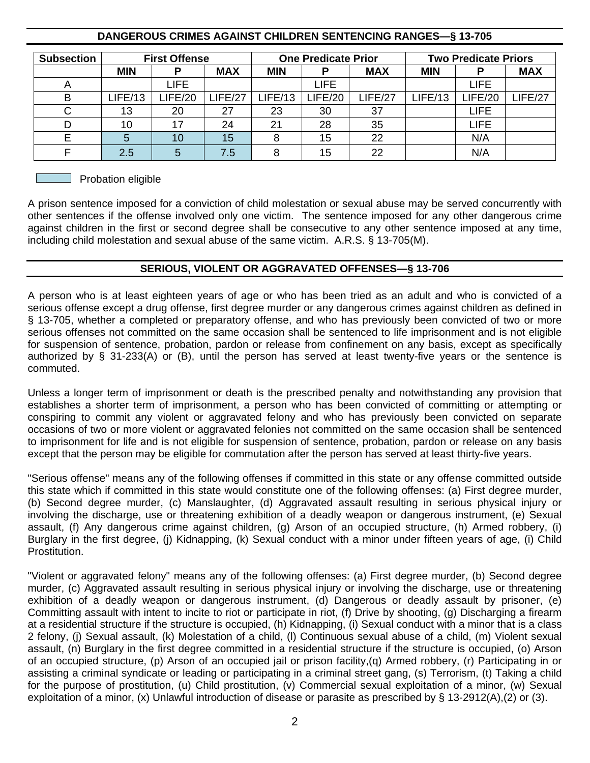## DANGEROUS CRIMES AGAINST CHILDREN SENTENCING RANGES—§ 13-705

| Subsection | First Offense | | | One Predicate Prior | | | Two Predicate Priors | | |
|---|---|---|---|---|---|---|---|---|---|
| | MIN | P | MAX | MIN | P | MAX | MIN | P | MAX |
| A | | LIFE | | | LIFE | | | LIFE | |
| B | LIFE/13 | LIFE/20 | LIFE/27 | LIFE/13 | LIFE/20 | LIFE/27 | LIFE/13 | LIFE/20 | LIFE/27 |
| C | 13 | 20 | 27 | 23 | 30 | 37 | | LIFE | |
| D | 10 | 17 | 24 | 21 | 28 | 35 | | LIFE | |
| E | 5 | 10 | 15 | 8 | 15 | 22 | | N/A | |
| F | 2.5 | 5 | 7.5 | 8 | 15 | 22 | | N/A | |

Probation eligible (First Offense ranges for Subsections E and F)

A prison sentence imposed for a conviction of child molestation or sexual abuse may be served concurrently with other sentences if the offense involved only one victim. The sentence imposed for any other dangerous crime against children in the first or second degree shall be consecutive to any other sentence imposed at any time, including child molestation and sexual abuse of the same victim. A.R.S. § 13-705(M).

## SERIOUS, VIOLENT OR AGGRAVATED OFFENSES—§ 13-706

A person who is at least eighteen years of age or who has been tried as an adult and who is convicted of a serious offense except a drug offense, first degree murder or any dangerous crimes against children as defined in § 13-705, whether a completed or preparatory offense, and who has previously been convicted of two or more serious offenses not committed on the same occasion shall be sentenced to life imprisonment and is not eligible for suspension of sentence, probation, pardon or release from confinement on any basis, except as specifically authorized by § 31-233(A) or (B), until the person has served at least twenty-five years or the sentence is commuted.

Unless a longer term of imprisonment or death is the prescribed penalty and notwithstanding any provision that establishes a shorter term of imprisonment, a person who has been convicted of committing or attempting or conspiring to commit any violent or aggravated felony and who has previously been convicted on separate occasions of two or more violent or aggravated felonies not committed on the same occasion shall be sentenced to imprisonment for life and is not eligible for suspension of sentence, probation, pardon or release on any basis except that the person may be eligible for commutation after the person has served at least thirty-five years.

"Serious offense" means any of the following offenses if committed in this state or any offense committed outside this state which if committed in this state would constitute one of the following offenses: (a) First degree murder, (b) Second degree murder, (c) Manslaughter, (d) Aggravated assault resulting in serious physical injury or involving the discharge, use or threatening exhibition of a deadly weapon or dangerous instrument, (e) Sexual assault, (f) Any dangerous crime against children, (g) Arson of an occupied structure, (h) Armed robbery, (i) Burglary in the first degree, (j) Kidnapping, (k) Sexual conduct with a minor under fifteen years of age, (i) Child Prostitution.

"Violent or aggravated felony" means any of the following offenses: (a) First degree murder, (b) Second degree murder, (c) Aggravated assault resulting in serious physical injury or involving the discharge, use or threatening exhibition of a deadly weapon or dangerous instrument, (d) Dangerous or deadly assault by prisoner, (e) Committing assault with intent to incite to riot or participate in riot, (f) Drive by shooting, (g) Discharging a firearm at a residential structure if the structure is occupied, (h) Kidnapping, (i) Sexual conduct with a minor that is a class 2 felony, (j) Sexual assault, (k) Molestation of a child, (l) Continuous sexual abuse of a child, (m) Violent sexual assault, (n) Burglary in the first degree committed in a residential structure if the structure is occupied, (o) Arson of an occupied structure, (p) Arson of an occupied jail or prison facility,(q) Armed robbery, (r) Participating in or assisting a criminal syndicate or leading or participating in a criminal street gang, (s) Terrorism, (t) Taking a child for the purpose of prostitution, (u) Child prostitution, (v) Commercial sexual exploitation of a minor, (w) Sexual exploitation of a minor, (x) Unlawful introduction of disease or parasite as prescribed by § 13-2912(A),(2) or (3).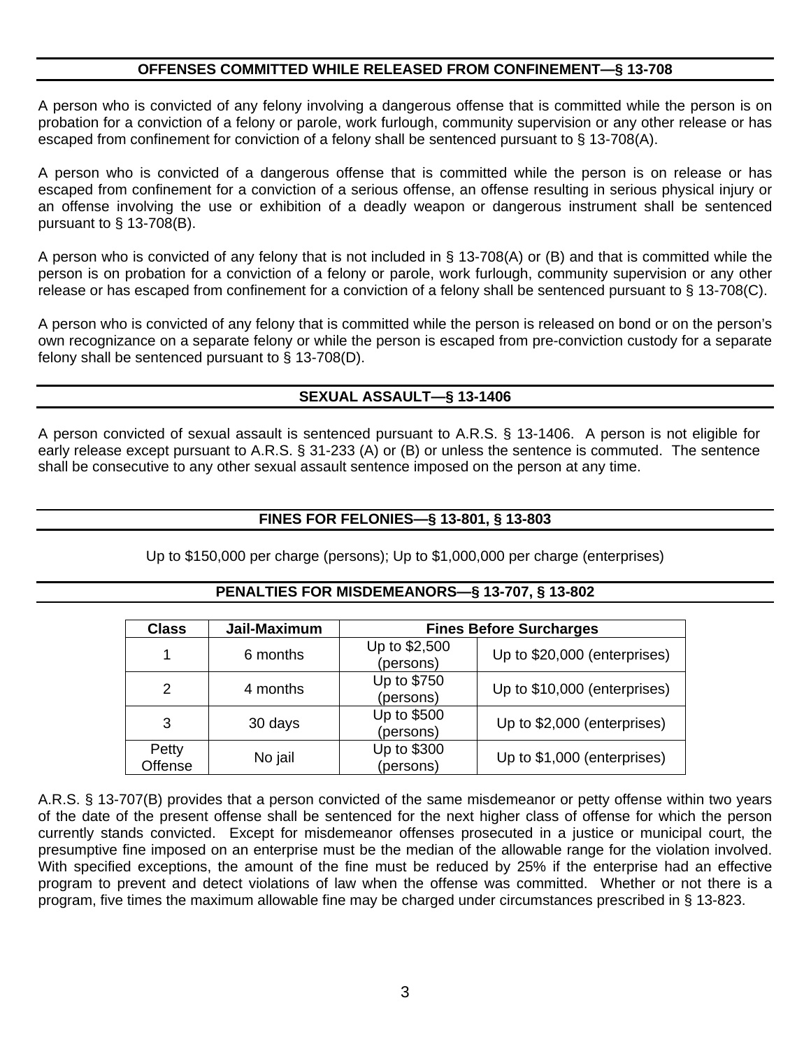## OFFENSES COMMITTED WHILE RELEASED FROM CONFINEMENT—§ 13-708

A person who is convicted of any felony involving a dangerous offense that is committed while the person is on probation for a conviction of a felony or parole, work furlough, community supervision or any other release or has escaped from confinement for conviction of a felony shall be sentenced pursuant to § 13-708(A).

A person who is convicted of a dangerous offense that is committed while the person is on release or has escaped from confinement for a conviction of a serious offense, an offense resulting in serious physical injury or an offense involving the use or exhibition of a deadly weapon or dangerous instrument shall be sentenced pursuant to § 13-708(B).

A person who is convicted of any felony that is not included in § 13-708(A) or (B) and that is committed while the person is on probation for a conviction of a felony or parole, work furlough, community supervision or any other release or has escaped from confinement for a conviction of a felony shall be sentenced pursuant to § 13-708(C).

A person who is convicted of any felony that is committed while the person is released on bond or on the person's own recognizance on a separate felony or while the person is escaped from pre-conviction custody for a separate felony shall be sentenced pursuant to § 13-708(D).

## SEXUAL ASSAULT—§ 13-1406

A person convicted of sexual assault is sentenced pursuant to A.R.S. § 13-1406. A person is not eligible for early release except pursuant to A.R.S. § 31-233 (A) or (B) or unless the sentence is commuted. The sentence shall be consecutive to any other sexual assault sentence imposed on the person at any time.

## FINES FOR FELONIES—§ 13-801, § 13-803

Up to $150,000 per charge (persons); Up to $1,000,000 per charge (enterprises)

## PENALTIES FOR MISDEMEANORS—§ 13-707, § 13-802

| Class | Jail-Maximum | Fines Before Surcharges | |
|---|---|---|---|
| 1 | 6 months | Up to $2,500 (persons) | Up to $20,000 (enterprises) |
| 2 | 4 months | Up to $750 (persons) | Up to $10,000 (enterprises) |
| 3 | 30 days | Up to $500 (persons) | Up to $2,000 (enterprises) |
| Petty Offense | No jail | Up to $300 (persons) | Up to $1,000 (enterprises) |

A.R.S. § 13-707(B) provides that a person convicted of the same misdemeanor or petty offense within two years of the date of the present offense shall be sentenced for the next higher class of offense for which the person currently stands convicted. Except for misdemeanor offenses prosecuted in a justice or municipal court, the presumptive fine imposed on an enterprise must be the median of the allowable range for the violation involved. With specified exceptions, the amount of the fine must be reduced by 25% if the enterprise had an effective program to prevent and detect violations of law when the offense was committed. Whether or not there is a program, five times the maximum allowable fine may be charged under circumstances prescribed in § 13-823.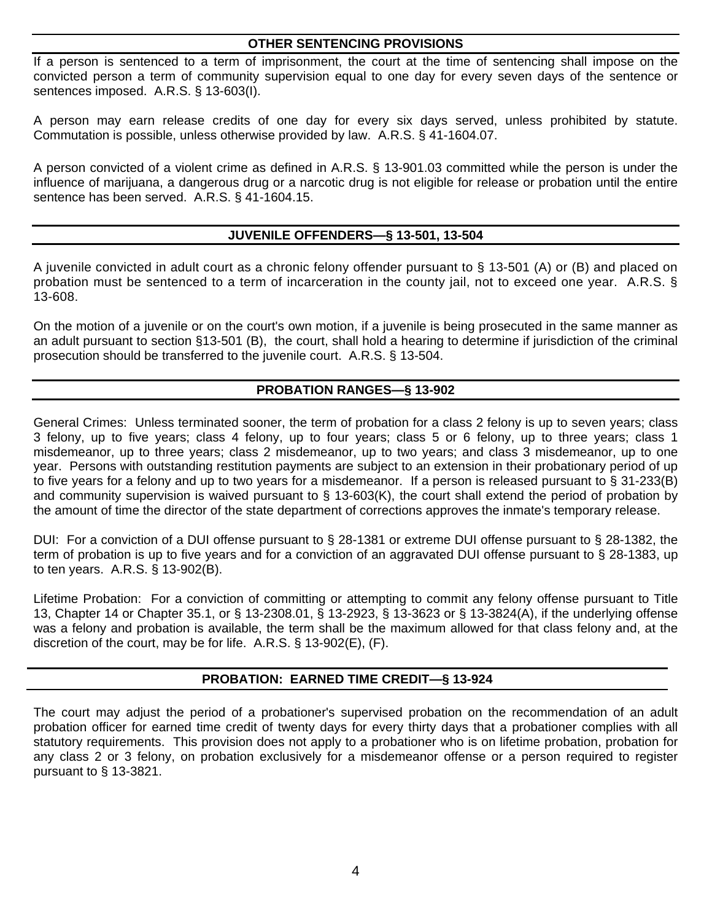## OTHER SENTENCING PROVISIONS

If a person is sentenced to a term of imprisonment, the court at the time of sentencing shall impose on the convicted person a term of community supervision equal to one day for every seven days of the sentence or sentences imposed. A.R.S. § 13-603(I).

A person may earn release credits of one day for every six days served, unless prohibited by statute. Commutation is possible, unless otherwise provided by law. A.R.S. § 41-1604.07.

A person convicted of a violent crime as defined in A.R.S. § 13-901.03 committed while the person is under the influence of marijuana, a dangerous drug or a narcotic drug is not eligible for release or probation until the entire sentence has been served. A.R.S. § 41-1604.15.

## JUVENILE OFFENDERS—§ 13-501, 13-504

A juvenile convicted in adult court as a chronic felony offender pursuant to § 13-501 (A) or (B) and placed on probation must be sentenced to a term of incarceration in the county jail, not to exceed one year. A.R.S. § 13-608.

On the motion of a juvenile or on the court's own motion, if a juvenile is being prosecuted in the same manner as an adult pursuant to section §13-501 (B), the court, shall hold a hearing to determine if jurisdiction of the criminal prosecution should be transferred to the juvenile court. A.R.S. § 13-504.

## PROBATION RANGES—§ 13-902

General Crimes: Unless terminated sooner, the term of probation for a class 2 felony is up to seven years; class 3 felony, up to five years; class 4 felony, up to four years; class 5 or 6 felony, up to three years; class 1 misdemeanor, up to three years; class 2 misdemeanor, up to two years; and class 3 misdemeanor, up to one year. Persons with outstanding restitution payments are subject to an extension in their probationary period of up to five years for a felony and up to two years for a misdemeanor. If a person is released pursuant to § 31-233(B) and community supervision is waived pursuant to § 13-603(K), the court shall extend the period of probation by the amount of time the director of the state department of corrections approves the inmate's temporary release.

DUI: For a conviction of a DUI offense pursuant to § 28-1381 or extreme DUI offense pursuant to § 28-1382, the term of probation is up to five years and for a conviction of an aggravated DUI offense pursuant to § 28-1383, up to ten years. A.R.S. § 13-902(B).

Lifetime Probation: For a conviction of committing or attempting to commit any felony offense pursuant to Title 13, Chapter 14 or Chapter 35.1, or § 13-2308.01, § 13-2923, § 13-3623 or § 13-3824(A), if the underlying offense was a felony and probation is available, the term shall be the maximum allowed for that class felony and, at the discretion of the court, may be for life. A.R.S. § 13-902(E), (F).

## PROBATION: EARNED TIME CREDIT—§ 13-924

The court may adjust the period of a probationer's supervised probation on the recommendation of an adult probation officer for earned time credit of twenty days for every thirty days that a probationer complies with all statutory requirements. This provision does not apply to a probationer who is on lifetime probation, probation for any class 2 or 3 felony, on probation exclusively for a misdemeanor offense or a person required to register pursuant to § 13-3821.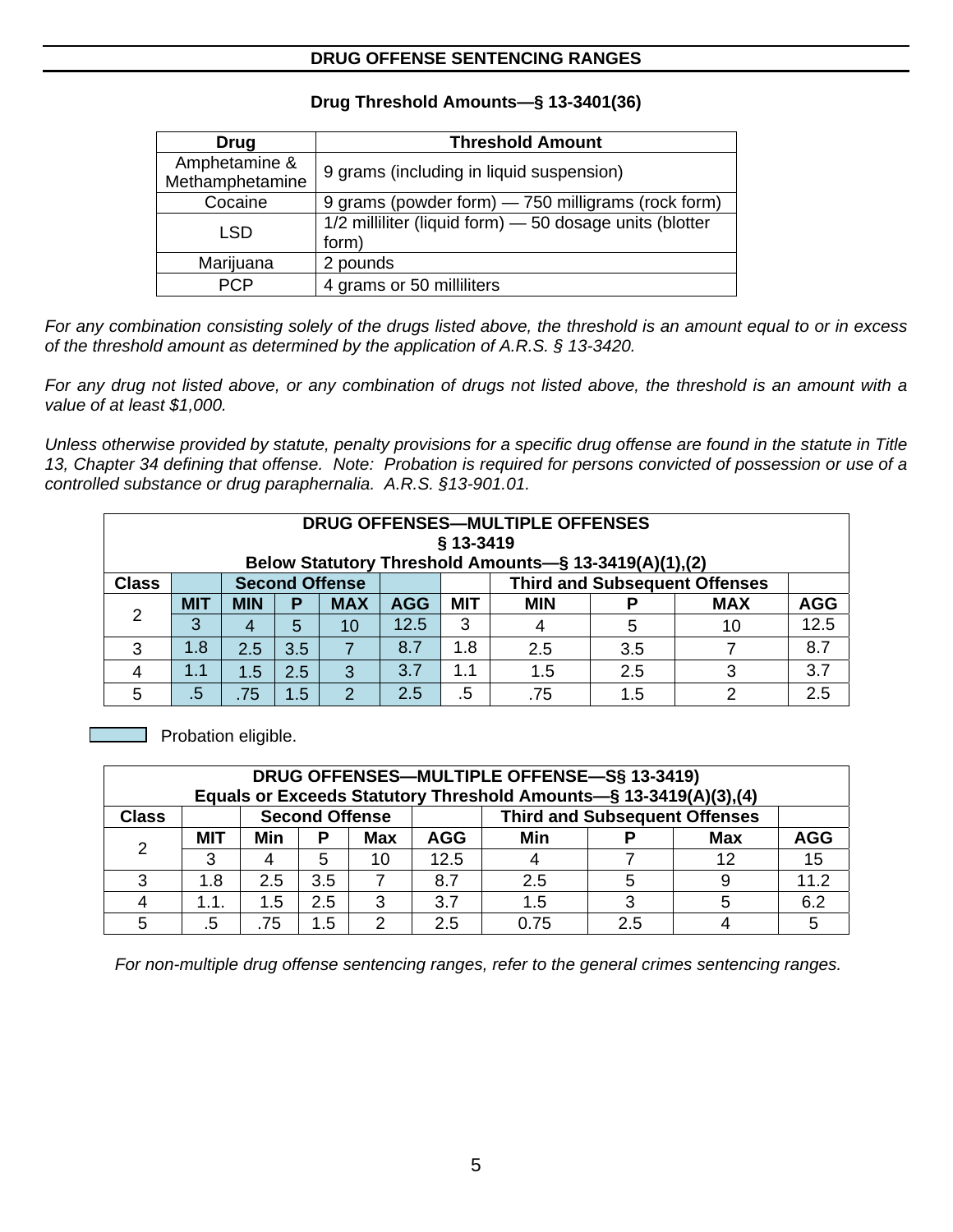## DRUG OFFENSE SENTENCING RANGES

**Drug Threshold Amounts—§ 13-3401(36)**

| Drug | Threshold Amount |
|---|---|
| Amphetamine & Methamphetamine | 9 grams (including in liquid suspension) |
| Cocaine | 9 grams (powder form) — 750 milligrams (rock form) |
| LSD | 1/2 milliliter (liquid form) — 50 dosage units (blotter form) |
| Marijuana | 2 pounds |
| PCP | 4 grams or 50 milliliters |

*For any combination consisting solely of the drugs listed above, the threshold is an amount equal to or in excess of the threshold amount as determined by the application of A.R.S. § 13-3420.*

*For any drug not listed above, or any combination of drugs not listed above, the threshold is an amount with a value of at least $1,000.*

*Unless otherwise provided by statute, penalty provisions for a specific drug offense are found in the statute in Title 13, Chapter 34 defining that offense. Note: Probation is required for persons convicted of possession or use of a controlled substance or drug paraphernalia. A.R.S. §13-901.01.*

**DRUG OFFENSES—MULTIPLE OFFENSES**
**§ 13-3419**
**Below Statutory Threshold Amounts—§ 13-3419(A)(1),(2)**

| Class | Second Offense | | | | | Third and Subsequent Offenses | | | | |
|---|---|---|---|---|---|---|---|---|---|---|
| | MIT | MIN | P | MAX | AGG | MIT | MIN | P | MAX | AGG |
| 2 | 3 | 4 | 5 | 10 | 12.5 | 3 | 4 | 5 | 10 | 12.5 |
| 3 | 1.8 | 2.5 | 3.5 | 7 | 8.7 | 1.8 | 2.5 | 3.5 | 7 | 8.7 |
| 4 | 1.1 | 1.5 | 2.5 | 3 | 3.7 | 1.1 | 1.5 | 2.5 | 3 | 3.7 |
| 5 | .5 | .75 | 1.5 | 2 | 2.5 | .5 | .75 | 1.5 | 2 | 2.5 |

Probation eligible.

**DRUG OFFENSES—MULTIPLE OFFENSE—S§ 13-3419)**
**Equals or Exceeds Statutory Threshold Amounts—§ 13-3419(A)(3),(4)**

| Class | Second Offense | | | | | Third and Subsequent Offenses | | | |
|---|---|---|---|---|---|---|---|---|---|
| | MIT | Min | P | Max | AGG | Min | P | Max | AGG |
| 2 | 3 | 4 | 5 | 10 | 12.5 | 4 | 7 | 12 | 15 |
| 3 | 1.8 | 2.5 | 3.5 | 7 | 8.7 | 2.5 | 5 | 9 | 11.2 |
| 4 | 1.1. | 1.5 | 2.5 | 3 | 3.7 | 1.5 | 3 | 5 | 6.2 |
| 5 | .5 | .75 | 1.5 | 2 | 2.5 | 0.75 | 2.5 | 4 | 5 |

*For non-multiple drug offense sentencing ranges, refer to the general crimes sentencing ranges.*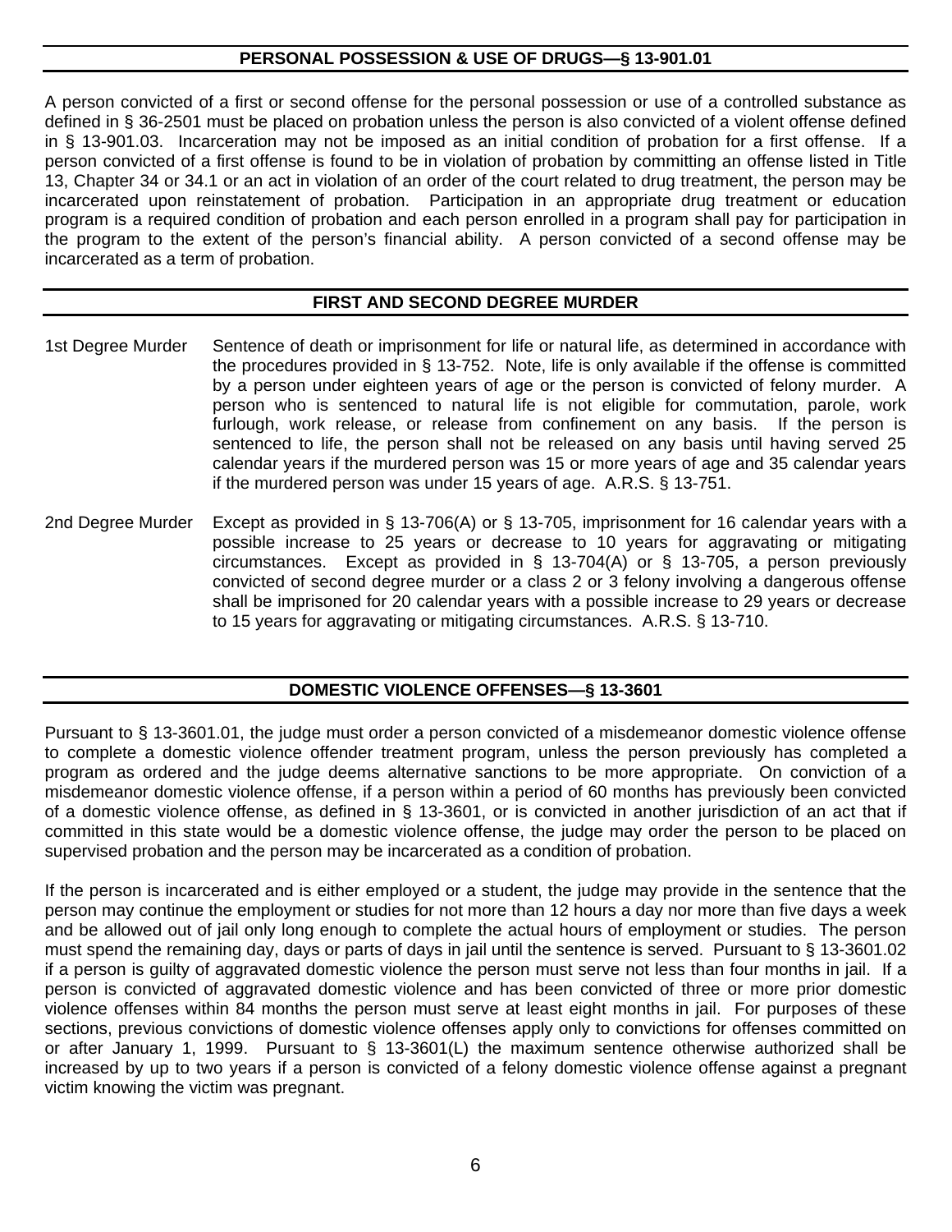## PERSONAL POSSESSION & USE OF DRUGS—§ 13-901.01

A person convicted of a first or second offense for the personal possession or use of a controlled substance as defined in § 36-2501 must be placed on probation unless the person is also convicted of a violent offense defined in § 13-901.03. Incarceration may not be imposed as an initial condition of probation for a first offense. If a person convicted of a first offense is found to be in violation of probation by committing an offense listed in Title 13, Chapter 34 or 34.1 or an act in violation of an order of the court related to drug treatment, the person may be incarcerated upon reinstatement of probation. Participation in an appropriate drug treatment or education program is a required condition of probation and each person enrolled in a program shall pay for participation in the program to the extent of the person's financial ability. A person convicted of a second offense may be incarcerated as a term of probation.

## FIRST AND SECOND DEGREE MURDER

| | |
|---|---|
| 1st Degree Murder | Sentence of death or imprisonment for life or natural life, as determined in accordance with the procedures provided in § 13-752. Note, life is only available if the offense is committed by a person under eighteen years of age or the person is convicted of felony murder. A person who is sentenced to natural life is not eligible for commutation, parole, work furlough, work release, or release from confinement on any basis. If the person is sentenced to life, the person shall not be released on any basis until having served 25 calendar years if the murdered person was 15 or more years of age and 35 calendar years if the murdered person was under 15 years of age. A.R.S. § 13-751. |
| 2nd Degree Murder | Except as provided in § 13-706(A) or § 13-705, imprisonment for 16 calendar years with a possible increase to 25 years or decrease to 10 years for aggravating or mitigating circumstances. Except as provided in § 13-704(A) or § 13-705, a person previously convicted of second degree murder or a class 2 or 3 felony involving a dangerous offense shall be imprisoned for 20 calendar years with a possible increase to 29 years or decrease to 15 years for aggravating or mitigating circumstances. A.R.S. § 13-710. |

## DOMESTIC VIOLENCE OFFENSES—§ 13-3601

Pursuant to § 13-3601.01, the judge must order a person convicted of a misdemeanor domestic violence offense to complete a domestic violence offender treatment program, unless the person previously has completed a program as ordered and the judge deems alternative sanctions to be more appropriate. On conviction of a misdemeanor domestic violence offense, if a person within a period of 60 months has previously been convicted of a domestic violence offense, as defined in § 13-3601, or is convicted in another jurisdiction of an act that if committed in this state would be a domestic violence offense, the judge may order the person to be placed on supervised probation and the person may be incarcerated as a condition of probation.

If the person is incarcerated and is either employed or a student, the judge may provide in the sentence that the person may continue the employment or studies for not more than 12 hours a day nor more than five days a week and be allowed out of jail only long enough to complete the actual hours of employment or studies. The person must spend the remaining day, days or parts of days in jail until the sentence is served. Pursuant to § 13-3601.02 if a person is guilty of aggravated domestic violence the person must serve not less than four months in jail. If a person is convicted of aggravated domestic violence and has been convicted of three or more prior domestic violence offenses within 84 months the person must serve at least eight months in jail. For purposes of these sections, previous convictions of domestic violence offenses apply only to convictions for offenses committed on or after January 1, 1999. Pursuant to § 13-3601(L) the maximum sentence otherwise authorized shall be increased by up to two years if a person is convicted of a felony domestic violence offense against a pregnant victim knowing the victim was pregnant.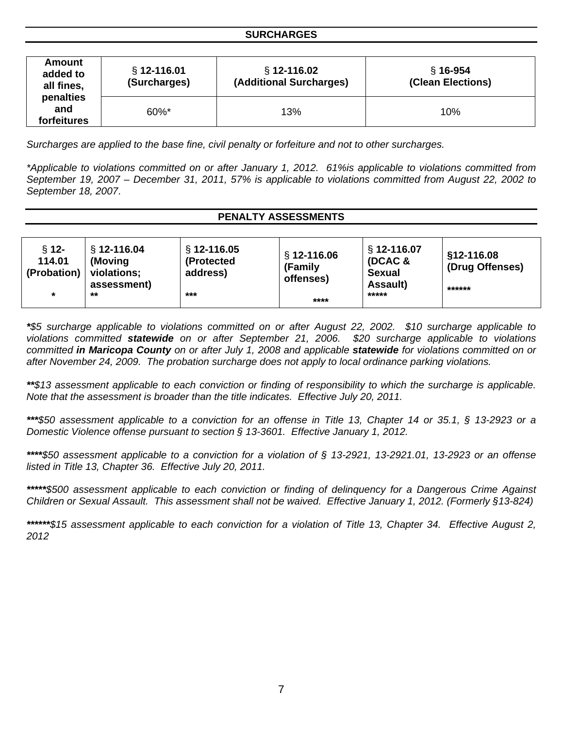## SURCHARGES

| Amount added to all fines, penalties and forfeitures | § 12-116.01 (Surcharges) | § 12-116.02 (Additional Surcharges) | § 16-954 (Clean Elections) |
|---|---|---|---|
| | 60%* | 13% | 10% |

*Surcharges are applied to the base fine, civil penalty or forfeiture and not to other surcharges.*

*\*Applicable to violations committed on or after January 1, 2012. 61%is applicable to violations committed from September 19, 2007 – December 31, 2011, 57% is applicable to violations committed from August 22, 2002 to September 18, 2007.*

## PENALTY ASSESSMENTS

| § 12-114.01 (Probation) * | § 12-116.04 (Moving violations; assessment) ** | § 12-116.05 (Protected address) *** | § 12-116.06 (Family offenses) **** | § 12-116.07 (DCAC & Sexual Assault) ***** | §12-116.08 (Drug Offenses) ****** |
|---|---|---|---|---|---|

***\****$5 surcharge applicable to violations committed on or after August 22, 2002. $10 surcharge applicable to violations committed ***statewide*** on or after September 21, 2006. $20 surcharge applicable to violations committed ***in Maricopa County*** on or after July 1, 2008 and applicable ***statewide*** for violations committed on or after November 24, 2009. The probation surcharge does not apply to local ordinance parking violations.*

***\*\****$13 assessment applicable to each conviction or finding of responsibility to which the surcharge is applicable. Note that the assessment is broader than the title indicates. Effective July 20, 2011.*

***\*\*\****$50 assessment applicable to a conviction for an offense in Title 13, Chapter 14 or 35.1, § 13-2923 or a Domestic Violence offense pursuant to section § 13-3601. Effective January 1, 2012.*

***\*\*\*\****$50 assessment applicable to a conviction for a violation of § 13-2921, 13-2921.01, 13-2923 or an offense listed in Title 13, Chapter 36. Effective July 20, 2011.*

***\*\*\*\*\****$500 assessment applicable to each conviction or finding of delinquency for a Dangerous Crime Against Children or Sexual Assault. This assessment shall not be waived. Effective January 1, 2012. (Formerly §13-824)*

***\*\*\*\*\*\****$15 assessment applicable to each conviction for a violation of Title 13, Chapter 34. Effective August 2, 2012*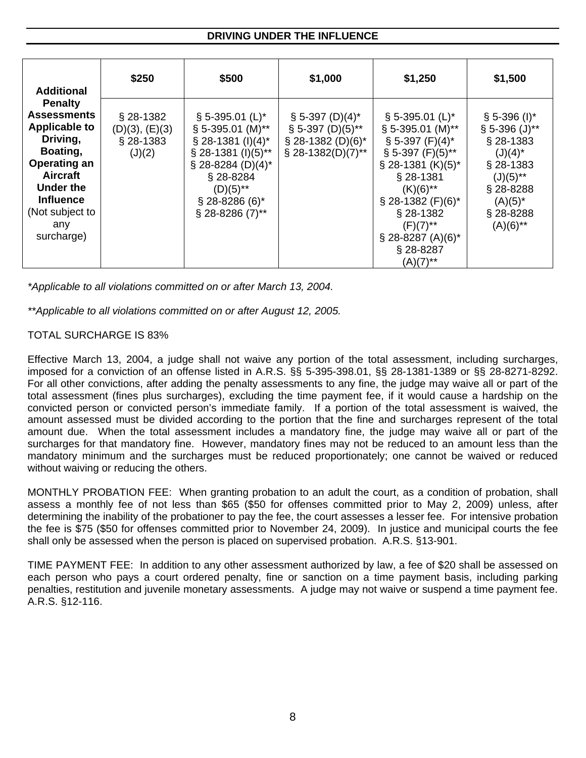## DRIVING UNDER THE INFLUENCE

| Additional Penalty Assessments Applicable to Driving, Boating, Operating an Aircraft Under the Influence (Not subject to any surcharge) | $250 | $500 | $1,000 | $1,250 | $1,500 |
|---|---|---|---|---|---|
| | § 28-1382 (D)(3), (E)(3) § 28-1383 (J)(2) | § 5-395.01 (L)* § 5-395.01 (M)** § 28-1381 (I)(4)* § 28-1381 (I)(5)** § 28-8284 (D)(4)* § 28-8284 (D)(5)** § 28-8286 (6)* § 28-8286 (7)** | § 5-397 (D)(4)* § 5-397 (D)(5)** § 28-1382 (D)(6)* § 28-1382(D)(7)** | § 5-395.01 (L)* § 5-395.01 (M)** § 5-397 (F)(4)* § 5-397 (F)(5)** § 28-1381 (K)(5)* § 28-1381 (K)(6)** § 28-1382 (F)(6)* § 28-1382 (F)(7)** § 28-8287 (A)(6)* § 28-8287 (A)(7)** | § 5-396 (I)* § 5-396 (J)** § 28-1383 (J)(4)* § 28-1383 (J)(5)** § 28-8288 (A)(5)* § 28-8288 (A)(6)** |

*\*Applicable to all violations committed on or after March 13, 2004.*

*\*\*Applicable to all violations committed on or after August 12, 2005.*

TOTAL SURCHARGE IS 83%

Effective March 13, 2004, a judge shall not waive any portion of the total assessment, including surcharges, imposed for a conviction of an offense listed in A.R.S. §§ 5-395-398.01, §§ 28-1381-1389 or §§ 28-8271-8292. For all other convictions, after adding the penalty assessments to any fine, the judge may waive all or part of the total assessment (fines plus surcharges), excluding the time payment fee, if it would cause a hardship on the convicted person or convicted person's immediate family. If a portion of the total assessment is waived, the amount assessed must be divided according to the portion that the fine and surcharges represent of the total amount due. When the total assessment includes a mandatory fine, the judge may waive all or part of the surcharges for that mandatory fine. However, mandatory fines may not be reduced to an amount less than the mandatory minimum and the surcharges must be reduced proportionately; one cannot be waived or reduced without waiving or reducing the others.

MONTHLY PROBATION FEE: When granting probation to an adult the court, as a condition of probation, shall assess a monthly fee of not less than $65 ($50 for offenses committed prior to May 2, 2009) unless, after determining the inability of the probationer to pay the fee, the court assesses a lesser fee. For intensive probation the fee is $75 ($50 for offenses committed prior to November 24, 2009). In justice and municipal courts the fee shall only be assessed when the person is placed on supervised probation. A.R.S. §13-901.

TIME PAYMENT FEE: In addition to any other assessment authorized by law, a fee of $20 shall be assessed on each person who pays a court ordered penalty, fine or sanction on a time payment basis, including parking penalties, restitution and juvenile monetary assessments. A judge may not waive or suspend a time payment fee. A.R.S. §12-116.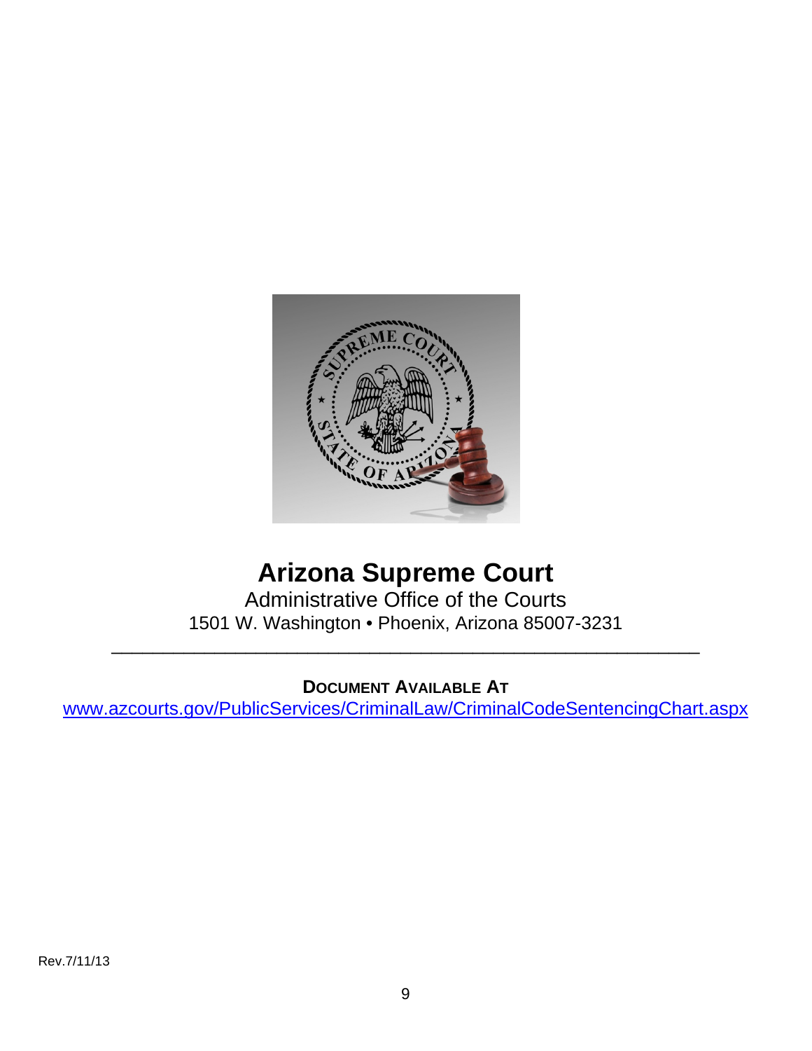# Arizona Supreme Court

Administrative Office of the Courts

1501 W. Washington • Phoenix, Arizona 85007-3231

---

**DOCUMENT AVAILABLE AT**

[www.azcourts.gov/PublicServices/CriminalLaw/CriminalCodeSentencingChart.aspx](www.azcourts.gov/PublicServices/CriminalLaw/CriminalCodeSentencingChart.aspx)

Rev.7/11/13